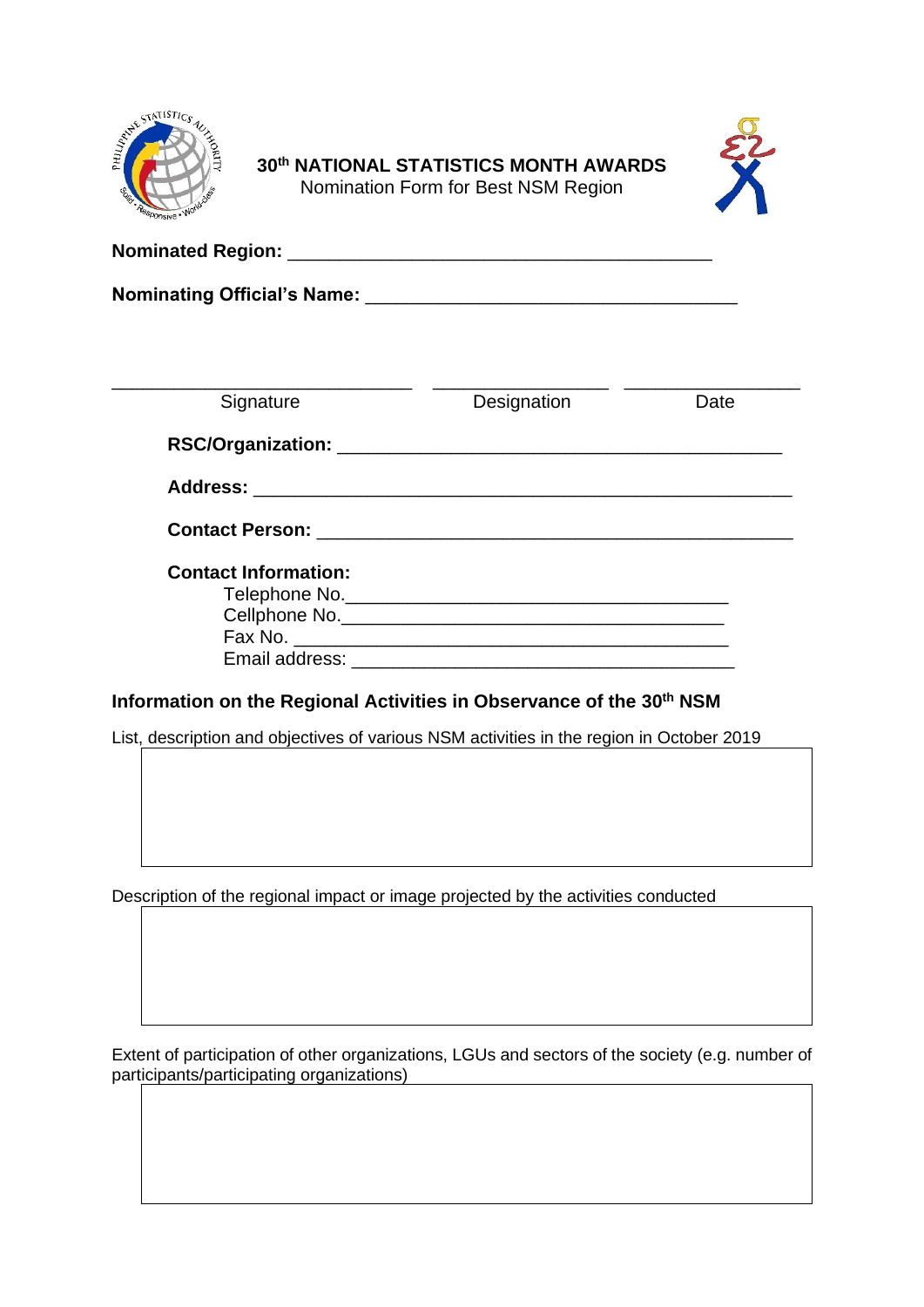**30th NATIONAL STATISTICS MONTH AWARDS**
Nomination Form for Best NSM Region

**Nominated Region:** ________________________________________

**Nominating Official's Name:** ______________________________

______________________________ ________________ ________________
Signature Designation Date

**RSC/Organization:** ________________________________________

**Address:** ________________________________________________

**Contact Person:** __________________________________________

**Contact Information:**

Telephone No.____________________________________

Cellphone No.____________________________________

Fax No. ________________________________________

Email address: ___________________________________

**Information on the Regional Activities in Observance of the 30th NSM**

List, description and objectives of various NSM activities in the region in October 2019

| |
|---|
| |

Description of the regional impact or image projected by the activities conducted

| |
|---|
| |

Extent of participation of other organizations, LGUs and sectors of the society (e.g. number of participants/participating organizations)

| |
|---|
| |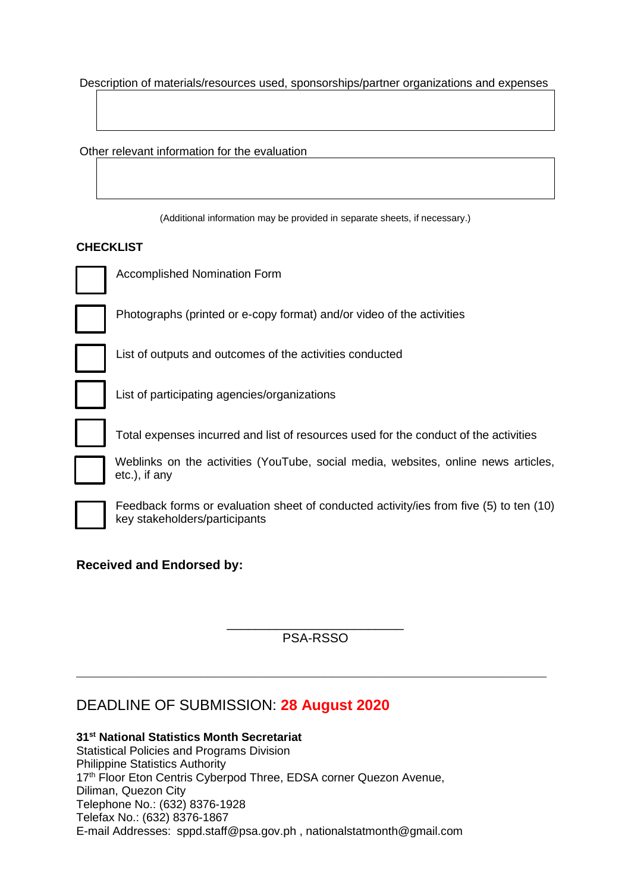Description of materials/resources used, sponsorships/partner organizations and expenses

Other relevant information for the evaluation

(Additional information may be provided in separate sheets, if necessary.)

**CHECKLIST**

- ☐ Accomplished Nomination Form
- ☐ Photographs (printed or e-copy format) and/or video of the activities
- ☐ List of outputs and outcomes of the activities conducted
- ☐ List of participating agencies/organizations
- ☐ Total expenses incurred and list of resources used for the conduct of the activities
- ☐ Weblinks on the activities (YouTube, social media, websites, online news articles, etc.), if any
- ☐ Feedback forms or evaluation sheet of conducted activity/ies from five (5) to ten (10) key stakeholders/participants

**Received and Endorsed by:**

\_\_\_\_\_\_\_\_\_\_\_\_\_\_\_\_\_\_\_\_\_\_\_\_\_\_

PSA-RSSO

---

DEADLINE OF SUBMISSION: **28 August 2020**

**31st National Statistics Month Secretariat**
Statistical Policies and Programs Division
Philippine Statistics Authority
17th Floor Eton Centris Cyberpod Three, EDSA corner Quezon Avenue,
Diliman, Quezon City
Telephone No.: (632) 8376-1928
Telefax No.: (632) 8376-1867
E-mail Addresses: sppd.staff@psa.gov.ph , nationalstatmonth@gmail.com